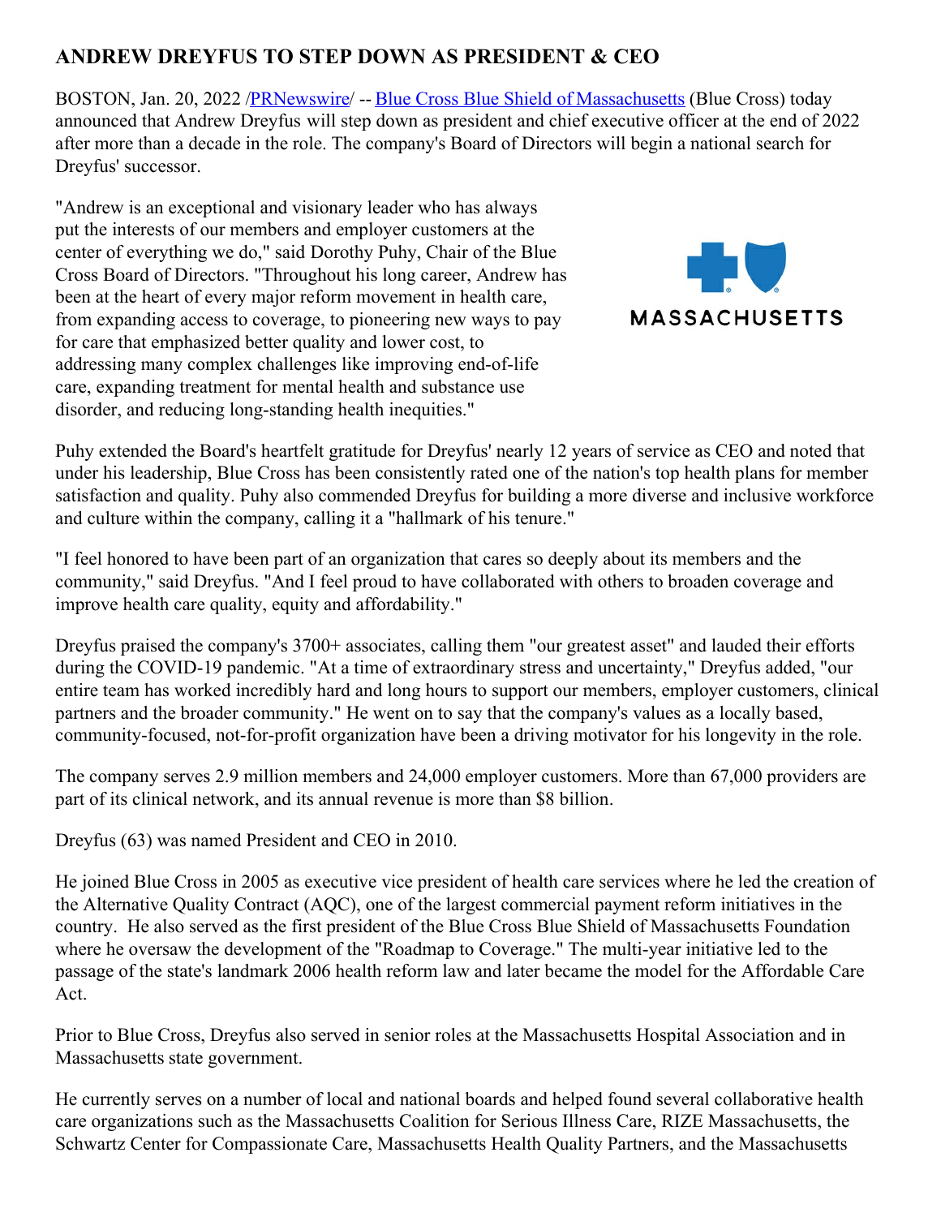# ANDREW DREYFUS TO STEP DOWN AS PRESIDENT & CEO

BOSTON, Jan. 20, 2022 /PRNewswire/ -- Blue Cross Blue Shield of Massachusetts (Blue Cross) today announced that Andrew Dreyfus will step down as president and chief executive officer at the end of 2022 after more than a decade in the role. The company's Board of Directors will begin a national search for Dreyfus' successor.

"Andrew is an exceptional and visionary leader who has always put the interests of our members and employer customers at the center of everything we do," said Dorothy Puhy, Chair of the Blue Cross Board of Directors. "Throughout his long career, Andrew has been at the heart of every major reform movement in health care, from expanding access to coverage, to pioneering new ways to pay for care that emphasized better quality and lower cost, to addressing many complex challenges like improving end-of-life care, expanding treatment for mental health and substance use disorder, and reducing long-standing health inequities."

Puhy extended the Board's heartfelt gratitude for Dreyfus' nearly 12 years of service as CEO and noted that under his leadership, Blue Cross has been consistently rated one of the nation's top health plans for member satisfaction and quality. Puhy also commended Dreyfus for building a more diverse and inclusive workforce and culture within the company, calling it a "hallmark of his tenure."

"I feel honored to have been part of an organization that cares so deeply about its members and the community," said Dreyfus. "And I feel proud to have collaborated with others to broaden coverage and improve health care quality, equity and affordability."

Dreyfus praised the company's 3700+ associates, calling them "our greatest asset" and lauded their efforts during the COVID-19 pandemic. "At a time of extraordinary stress and uncertainty," Dreyfus added, "our entire team has worked incredibly hard and long hours to support our members, employer customers, clinical partners and the broader community." He went on to say that the company's values as a locally based, community-focused, not-for-profit organization have been a driving motivator for his longevity in the role.

The company serves 2.9 million members and 24,000 employer customers. More than 67,000 providers are part of its clinical network, and its annual revenue is more than $8 billion.

Dreyfus (63) was named President and CEO in 2010.

He joined Blue Cross in 2005 as executive vice president of health care services where he led the creation of the Alternative Quality Contract (AQC), one of the largest commercial payment reform initiatives in the country. He also served as the first president of the Blue Cross Blue Shield of Massachusetts Foundation where he oversaw the development of the "Roadmap to Coverage." The multi-year initiative led to the passage of the state's landmark 2006 health reform law and later became the model for the Affordable Care Act.

Prior to Blue Cross, Dreyfus also served in senior roles at the Massachusetts Hospital Association and in Massachusetts state government.

He currently serves on a number of local and national boards and helped found several collaborative health care organizations such as the Massachusetts Coalition for Serious Illness Care, RIZE Massachusetts, the Schwartz Center for Compassionate Care, Massachusetts Health Quality Partners, and the Massachusetts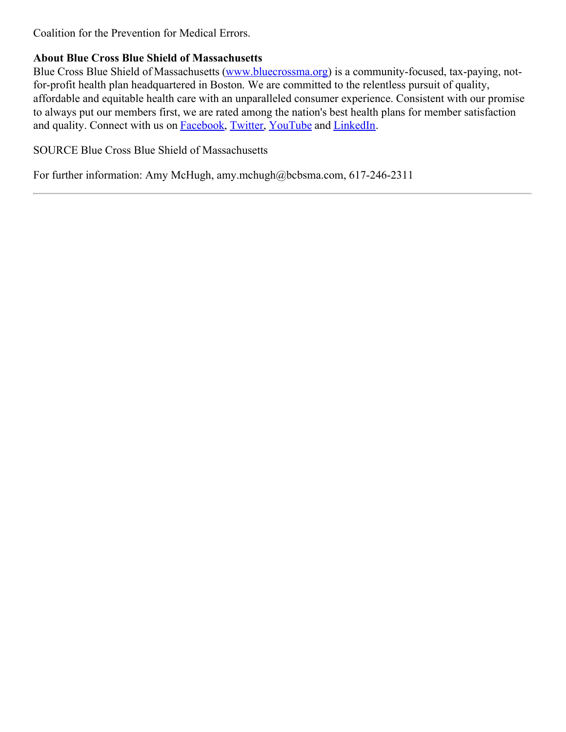Coalition for the Prevention for Medical Errors.

**About Blue Cross Blue Shield of Massachusetts**
Blue Cross Blue Shield of Massachusetts ([www.bluecrossma.org](http://www.bluecrossma.org)) is a community-focused, tax-paying, not-for-profit health plan headquartered in Boston. We are committed to the relentless pursuit of quality, affordable and equitable health care with an unparalleled consumer experience. Consistent with our promise to always put our members first, we are rated among the nation's best health plans for member satisfaction and quality. Connect with us on Facebook, Twitter, YouTube and LinkedIn.

SOURCE Blue Cross Blue Shield of Massachusetts

For further information: Amy McHugh, amy.mchugh@bcbsma.com, 617-246-2311

---